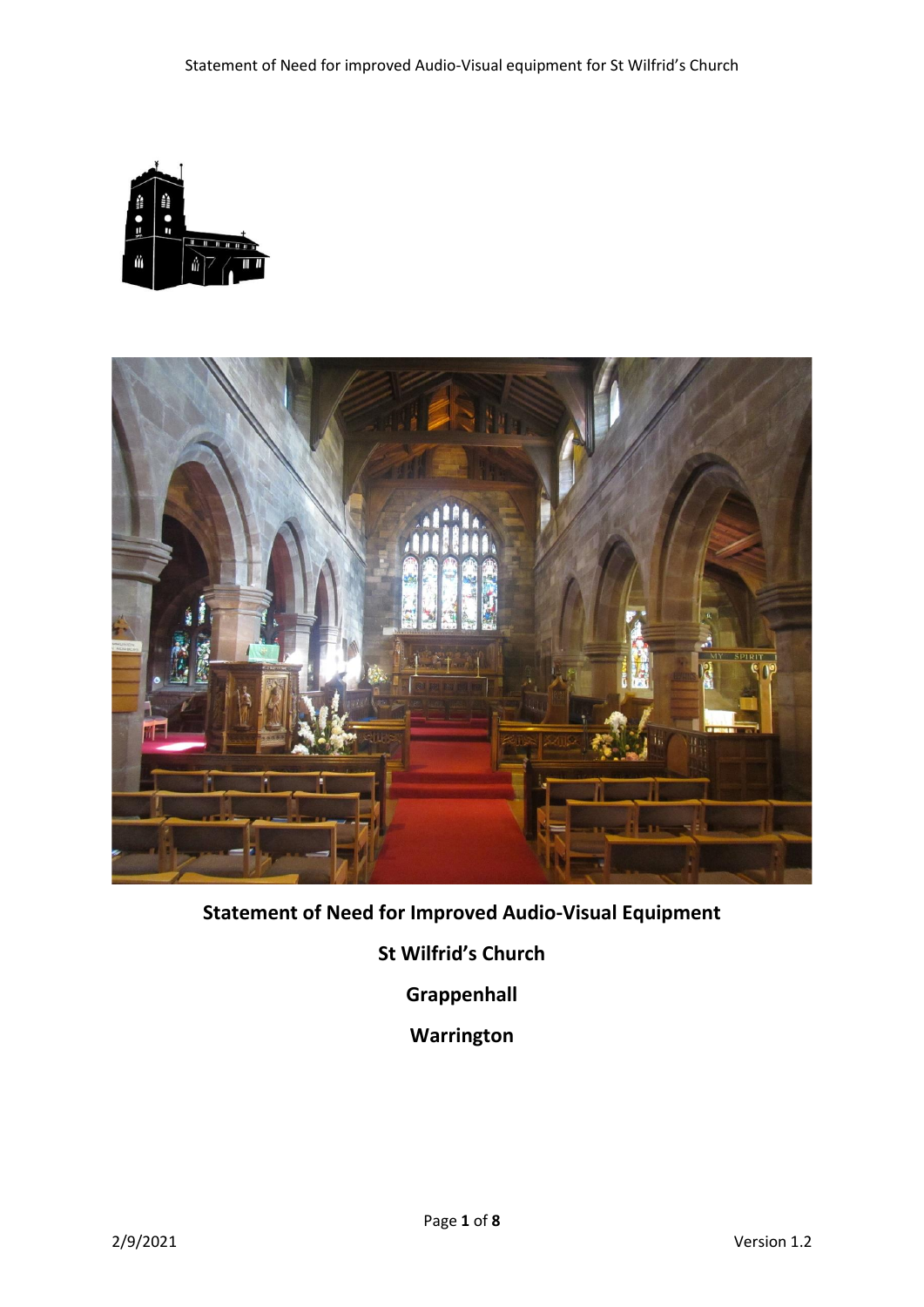**Statement of Need for Improved Audio-Visual Equipment**

**St Wilfrid's Church**

**Grappenhall**

**Warrington**

2/9/2021

Version 1.2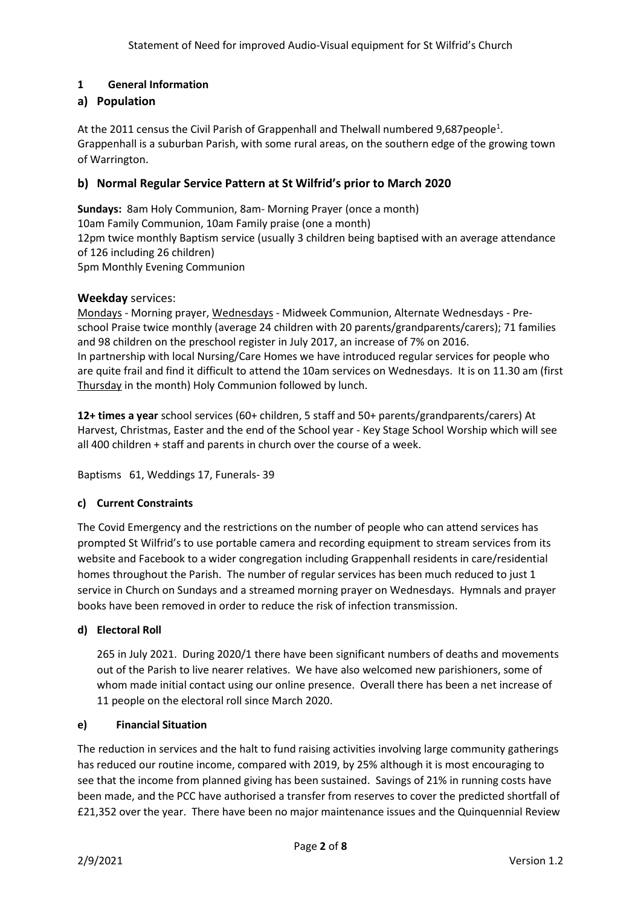## 1 General Information

### a) Population

At the 2011 census the Civil Parish of Grappenhall and Thelwall numbered 9,687people[1]. Grappenhall is a suburban Parish, with some rural areas, on the southern edge of the growing town of Warrington.

### b) Normal Regular Service Pattern at St Wilfrid's prior to March 2020

**Sundays:** 8am Holy Communion, 8am- Morning Prayer (once a month)
10am Family Communion, 10am Family praise (one a month)
12pm twice monthly Baptism service (usually 3 children being baptised with an average attendance of 126 including 26 children)
5pm Monthly Evening Communion

**Weekday** services:

Mondays - Morning prayer, Wednesdays - Midweek Communion, Alternate Wednesdays - Pre-school Praise twice monthly (average 24 children with 20 parents/grandparents/carers); 71 families and 98 children on the preschool register in July 2017, an increase of 7% on 2016.
In partnership with local Nursing/Care Homes we have introduced regular services for people who are quite frail and find it difficult to attend the 10am services on Wednesdays. It is on 11.30 am (first Thursday in the month) Holy Communion followed by lunch.

**12+ times a year** school services (60+ children, 5 staff and 50+ parents/grandparents/carers) At Harvest, Christmas, Easter and the end of the School year - Key Stage School Worship which will see all 400 children + staff and parents in church over the course of a week.

Baptisms 61, Weddings 17, Funerals- 39

### c) Current Constraints

The Covid Emergency and the restrictions on the number of people who can attend services has prompted St Wilfrid's to use portable camera and recording equipment to stream services from its website and Facebook to a wider congregation including Grappenhall residents in care/residential homes throughout the Parish. The number of regular services has been much reduced to just 1 service in Church on Sundays and a streamed morning prayer on Wednesdays. Hymnals and prayer books have been removed in order to reduce the risk of infection transmission.

### d) Electoral Roll

265 in July 2021. During 2020/1 there have been significant numbers of deaths and movements out of the Parish to live nearer relatives. We have also welcomed new parishioners, some of whom made initial contact using our online presence. Overall there has been a net increase of 11 people on the electoral roll since March 2020.

### e) Financial Situation

The reduction in services and the halt to fund raising activities involving large community gatherings has reduced our routine income, compared with 2019, by 25% although it is most encouraging to see that the income from planned giving has been sustained. Savings of 21% in running costs have been made, and the PCC have authorised a transfer from reserves to cover the predicted shortfall of £21,352 over the year. There have been no major maintenance issues and the Quinquennial Review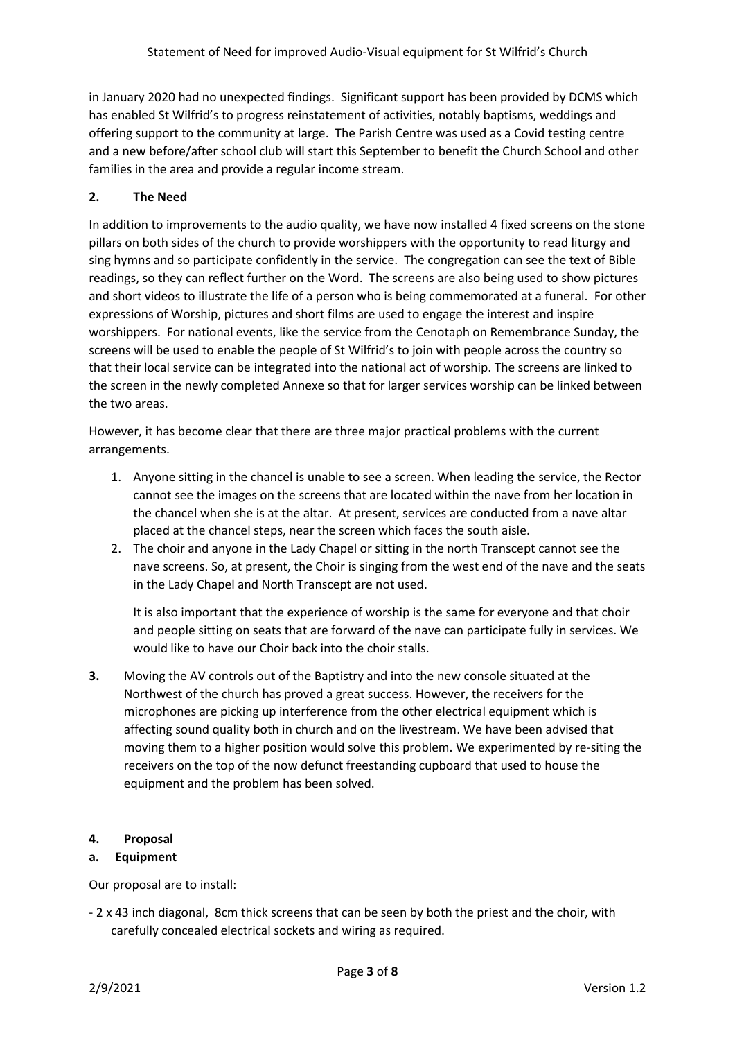in January 2020 had no unexpected findings. Significant support has been provided by DCMS which has enabled St Wilfrid's to progress reinstatement of activities, notably baptisms, weddings and offering support to the community at large. The Parish Centre was used as a Covid testing centre and a new before/after school club will start this September to benefit the Church School and other families in the area and provide a regular income stream.

## 2. The Need

In addition to improvements to the audio quality, we have now installed 4 fixed screens on the stone pillars on both sides of the church to provide worshippers with the opportunity to read liturgy and sing hymns and so participate confidently in the service. The congregation can see the text of Bible readings, so they can reflect further on the Word. The screens are also being used to show pictures and short videos to illustrate the life of a person who is being commemorated at a funeral. For other expressions of Worship, pictures and short films are used to engage the interest and inspire worshippers. For national events, like the service from the Cenotaph on Remembrance Sunday, the screens will be used to enable the people of St Wilfrid's to join with people across the country so that their local service can be integrated into the national act of worship. The screens are linked to the screen in the newly completed Annexe so that for larger services worship can be linked between the two areas.

However, it has become clear that there are three major practical problems with the current arrangements.

1. Anyone sitting in the chancel is unable to see a screen. When leading the service, the Rector cannot see the images on the screens that are located within the nave from her location in the chancel when she is at the altar. At present, services are conducted from a nave altar placed at the chancel steps, near the screen which faces the south aisle.
2. The choir and anyone in the Lady Chapel or sitting in the north Transcept cannot see the nave screens. So, at present, the Choir is singing from the west end of the nave and the seats in the Lady Chapel and North Transcept are not used.

   It is also important that the experience of worship is the same for everyone and that choir and people sitting on seats that are forward of the nave can participate fully in services. We would like to have our Choir back into the choir stalls.

3. Moving the AV controls out of the Baptistry and into the new console situated at the Northwest of the church has proved a great success. However, the receivers for the microphones are picking up interference from the other electrical equipment which is affecting sound quality both in church and on the livestream. We have been advised that moving them to a higher position would solve this problem. We experimented by re-siting the receivers on the top of the now defunct freestanding cupboard that used to house the equipment and the problem has been solved.

## 4. Proposal

### a. Equipment

Our proposal are to install:

- 2 x 43 inch diagonal, 8cm thick screens that can be seen by both the priest and the choir, with carefully concealed electrical sockets and wiring as required.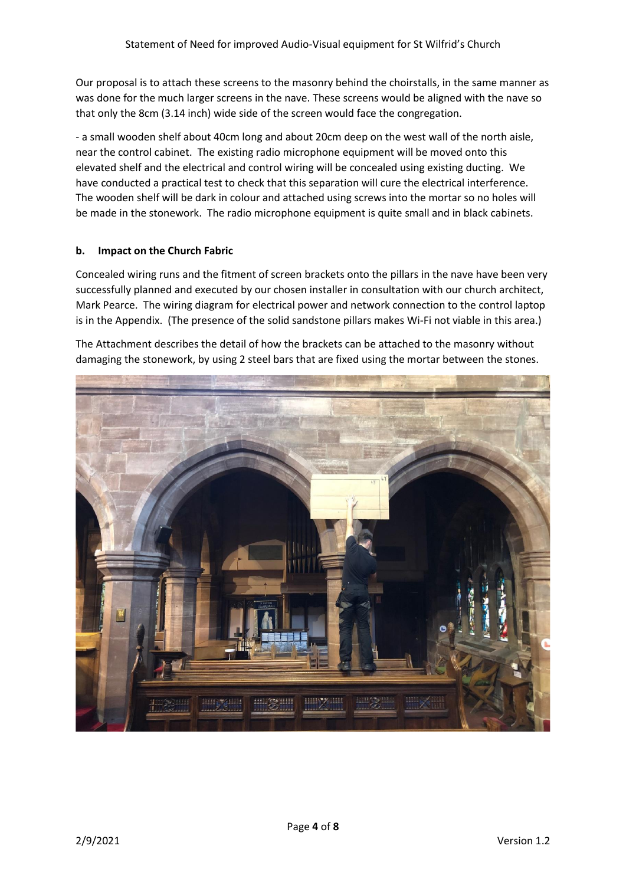Our proposal is to attach these screens to the masonry behind the choirstalls, in the same manner as was done for the much larger screens in the nave. These screens would be aligned with the nave so that only the 8cm (3.14 inch) wide side of the screen would face the congregation.

- a small wooden shelf about 40cm long and about 20cm deep on the west wall of the north aisle, near the control cabinet. The existing radio microphone equipment will be moved onto this elevated shelf and the electrical and control wiring will be concealed using existing ducting. We have conducted a practical test to check that this separation will cure the electrical interference. The wooden shelf will be dark in colour and attached using screws into the mortar so no holes will be made in the stonework. The radio microphone equipment is quite small and in black cabinets.

**b. Impact on the Church Fabric**

Concealed wiring runs and the fitment of screen brackets onto the pillars in the nave have been very successfully planned and executed by our chosen installer in consultation with our church architect, Mark Pearce. The wiring diagram for electrical power and network connection to the control laptop is in the Appendix. (The presence of the solid sandstone pillars makes Wi-Fi not viable in this area.)

The Attachment describes the detail of how the brackets can be attached to the masonry without damaging the stonework, by using 2 steel bars that are fixed using the mortar between the stones.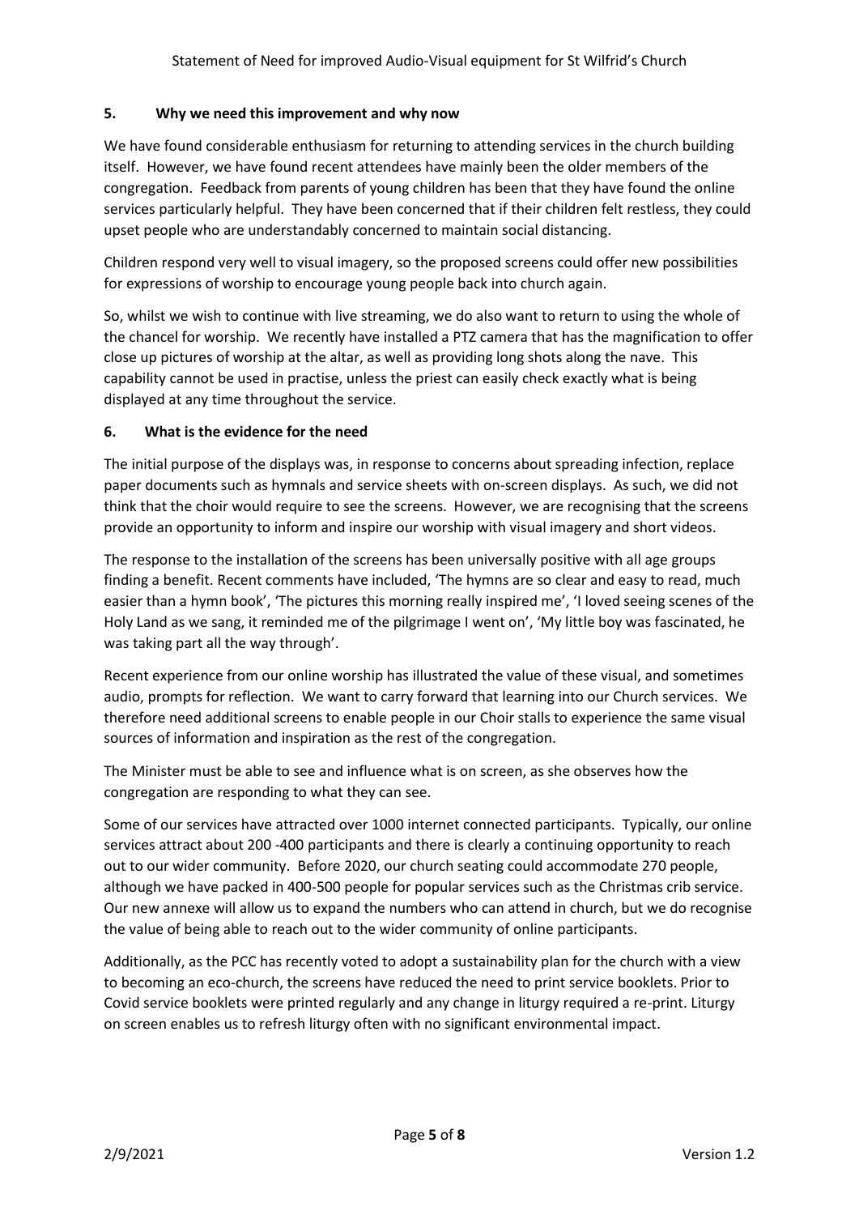## 5. Why we need this improvement and why now

We have found considerable enthusiasm for returning to attending services in the church building itself. However, we have found recent attendees have mainly been the older members of the congregation. Feedback from parents of young children has been that they have found the online services particularly helpful. They have been concerned that if their children felt restless, they could upset people who are understandably concerned to maintain social distancing.

Children respond very well to visual imagery, so the proposed screens could offer new possibilities for expressions of worship to encourage young people back into church again.

So, whilst we wish to continue with live streaming, we do also want to return to using the whole of the chancel for worship. We recently have installed a PTZ camera that has the magnification to offer close up pictures of worship at the altar, as well as providing long shots along the nave. This capability cannot be used in practise, unless the priest can easily check exactly what is being displayed at any time throughout the service.

## 6. What is the evidence for the need

The initial purpose of the displays was, in response to concerns about spreading infection, replace paper documents such as hymnals and service sheets with on-screen displays. As such, we did not think that the choir would require to see the screens. However, we are recognising that the screens provide an opportunity to inform and inspire our worship with visual imagery and short videos.

The response to the installation of the screens has been universally positive with all age groups finding a benefit. Recent comments have included, 'The hymns are so clear and easy to read, much easier than a hymn book', 'The pictures this morning really inspired me', 'I loved seeing scenes of the Holy Land as we sang, it reminded me of the pilgrimage I went on', 'My little boy was fascinated, he was taking part all the way through'.

Recent experience from our online worship has illustrated the value of these visual, and sometimes audio, prompts for reflection. We want to carry forward that learning into our Church services. We therefore need additional screens to enable people in our Choir stalls to experience the same visual sources of information and inspiration as the rest of the congregation.

The Minister must be able to see and influence what is on screen, as she observes how the congregation are responding to what they can see.

Some of our services have attracted over 1000 internet connected participants. Typically, our online services attract about 200 -400 participants and there is clearly a continuing opportunity to reach out to our wider community. Before 2020, our church seating could accommodate 270 people, although we have packed in 400-500 people for popular services such as the Christmas crib service. Our new annexe will allow us to expand the numbers who can attend in church, but we do recognise the value of being able to reach out to the wider community of online participants.

Additionally, as the PCC has recently voted to adopt a sustainability plan for the church with a view to becoming an eco-church, the screens have reduced the need to print service booklets. Prior to Covid service booklets were printed regularly and any change in liturgy required a re-print. Liturgy on screen enables us to refresh liturgy often with no significant environmental impact.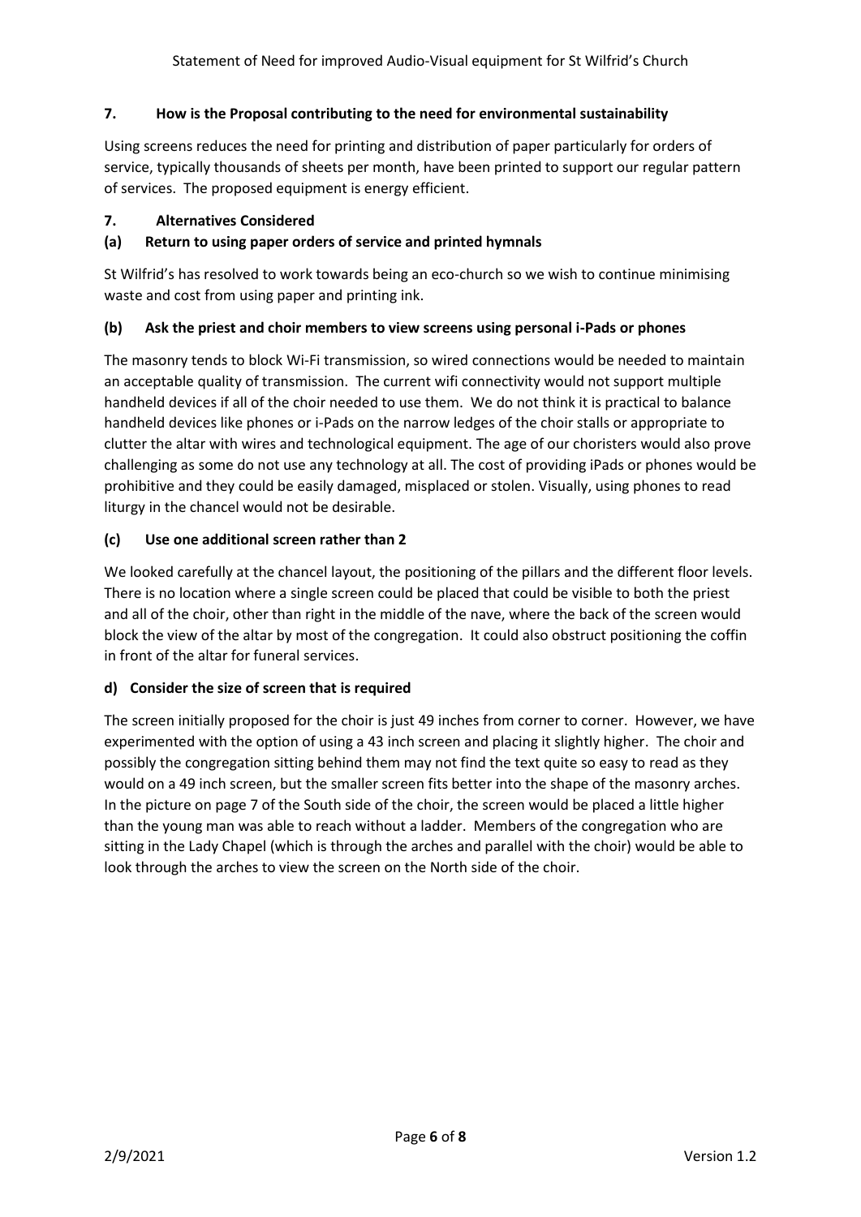## 7. How is the Proposal contributing to the need for environmental sustainability

Using screens reduces the need for printing and distribution of paper particularly for orders of service, typically thousands of sheets per month, have been printed to support our regular pattern of services. The proposed equipment is energy efficient.

## 7. Alternatives Considered

### (a) Return to using paper orders of service and printed hymnals

St Wilfrid's has resolved to work towards being an eco-church so we wish to continue minimising waste and cost from using paper and printing ink.

### (b) Ask the priest and choir members to view screens using personal i-Pads or phones

The masonry tends to block Wi-Fi transmission, so wired connections would be needed to maintain an acceptable quality of transmission. The current wifi connectivity would not support multiple handheld devices if all of the choir needed to use them. We do not think it is practical to balance handheld devices like phones or i-Pads on the narrow ledges of the choir stalls or appropriate to clutter the altar with wires and technological equipment. The age of our choristers would also prove challenging as some do not use any technology at all. The cost of providing iPads or phones would be prohibitive and they could be easily damaged, misplaced or stolen. Visually, using phones to read liturgy in the chancel would not be desirable.

### (c) Use one additional screen rather than 2

We looked carefully at the chancel layout, the positioning of the pillars and the different floor levels. There is no location where a single screen could be placed that could be visible to both the priest and all of the choir, other than right in the middle of the nave, where the back of the screen would block the view of the altar by most of the congregation. It could also obstruct positioning the coffin in front of the altar for funeral services.

### d) Consider the size of screen that is required

The screen initially proposed for the choir is just 49 inches from corner to corner. However, we have experimented with the option of using a 43 inch screen and placing it slightly higher. The choir and possibly the congregation sitting behind them may not find the text quite so easy to read as they would on a 49 inch screen, but the smaller screen fits better into the shape of the masonry arches. In the picture on page 7 of the South side of the choir, the screen would be placed a little higher than the young man was able to reach without a ladder. Members of the congregation who are sitting in the Lady Chapel (which is through the arches and parallel with the choir) would be able to look through the arches to view the screen on the North side of the choir.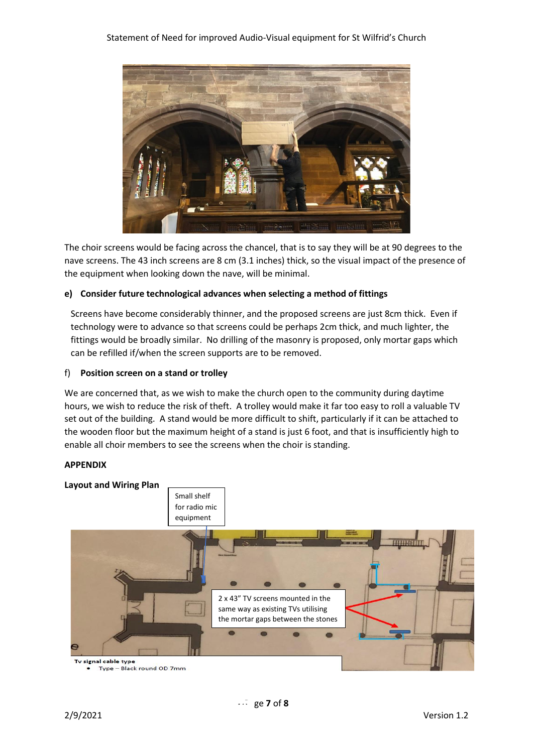The choir screens would be facing across the chancel, that is to say they will be at 90 degrees to the nave screens. The 43 inch screens are 8 cm (3.1 inches) thick, so the visual impact of the presence of the equipment when looking down the nave, will be minimal.

**e) Consider future technological advances when selecting a method of fittings**

Screens have become considerably thinner, and the proposed screens are just 8cm thick. Even if technology were to advance so that screens could be perhaps 2cm thick, and much lighter, the fittings would be broadly similar. No drilling of the masonry is proposed, only mortar gaps which can be refilled if/when the screen supports are to be removed.

f) **Position screen on a stand or trolley**

We are concerned that, as we wish to make the church open to the community during daytime hours, we wish to reduce the risk of theft. A trolley would make it far too easy to roll a valuable TV set out of the building. A stand would be more difficult to shift, particularly if it can be attached to the wooden floor but the maximum height of a stand is just 6 foot, and that is insufficiently high to enable all choir members to see the screens when the choir is standing.

**APPENDIX**

**Layout and Wiring Plan**

Small shelf for radio mic equipment

2 x 43" TV screens mounted in the same way as existing TVs utilising the mortar gaps between the stones

Tv signal cable type
- Type – Black round OD 7mm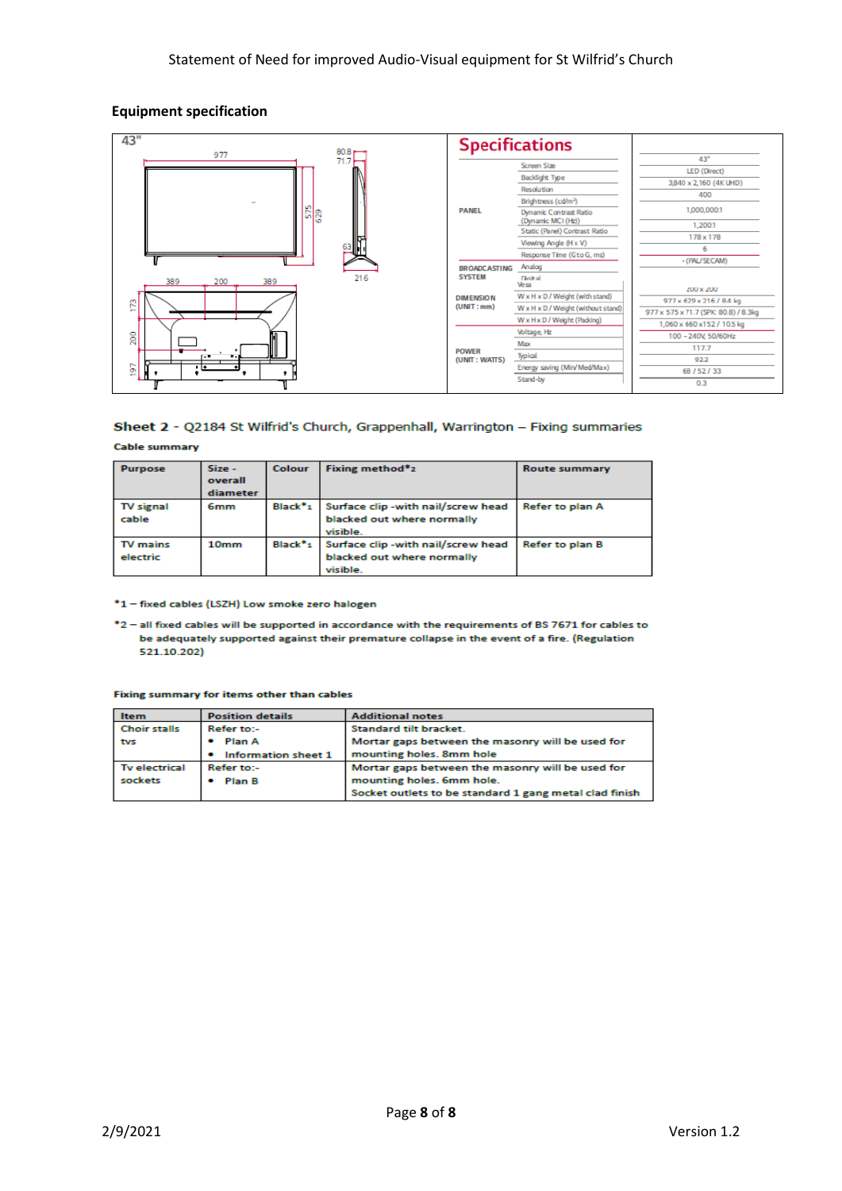## Equipment specification

43"

977

80.8
71.7

575
629

63

216

389 200 389

173
200
197

**Specifications**

| | | |
|---|---|---|
| PANEL | Screen Size | 43" |
| | Backlight Type | LED (Direct) |
| | Resolution | 3,840 x 2,160 (4K UHD) |
| | Brightness (cd/m²) | 400 |
| | Dynamic Contrast Ratio (Dynamic MCI (Hz)) | 1,000,000:1 |
| | Static (Panel) Contrast Ratio | 1,200:1 |
| | Viewing Angle (H x V) | 178 x 178 |
| | Response Time (G to G, ms) | 6 |
| BROADCASTING SYSTEM | Analog | • (PAL/SECAM) |
| | Digital | |
| DIMENSION (UNIT : mm) | Vesa | 200 x 200 |
| | W x H x D / Weight (with stand) | 977 x 629 x 216 / 8.4 kg |
| | W x H x D / Weight (without stand) | 977 x 575 x 71.7 (SPK: 80.8) / 8.3kg |
| | W x H x D / Weight (Packing) | 1,060 x 660 x152 / 10.5 kg |
| POWER (UNIT : WATTS) | Voltage, Hz | 100 - 240V, 50/60Hz |
| | Max | 117.7 |
| | Typical | 92.2 |
| | Energy saving (Min/Med/Max) | 68 / 52 / 33 |
| | Stand-by | 0.3 |

### Sheet 2 - Q2184 St Wilfrid's Church, Grappenhall, Warrington – Fixing summaries

**Cable summary**

| Purpose | Size - overall diameter | Colour | Fixing method*2 | Route summary |
|---|---|---|---|---|
| TV signal cable | 6mm | Black*1 | Surface clip -with nail/screw head blacked out where normally visible. | Refer to plan A |
| TV mains electric | 10mm | Black*1 | Surface clip -with nail/screw head blacked out where normally visible. | Refer to plan B |

*1 – fixed cables (LSZH) Low smoke zero halogen

*2 – all fixed cables will be supported in accordance with the requirements of BS 7671 for cables to be adequately supported against their premature collapse in the event of a fire. (Regulation 521.10.202)

**Fixing summary for items other than cables**

| Item | Position details | Additional notes |
|---|---|---|
| Choir stalls tvs | Refer to:-<br>• Plan A<br>• Information sheet 1 | Standard tilt bracket.<br>Mortar gaps between the masonry will be used for mounting holes. 8mm hole |
| Tv electrical sockets | Refer to:-<br>• Plan B | Mortar gaps between the masonry will be used for mounting holes. 6mm hole.<br>Socket outlets to be standard 1 gang metal clad finish |

2/9/2021 Version 1.2